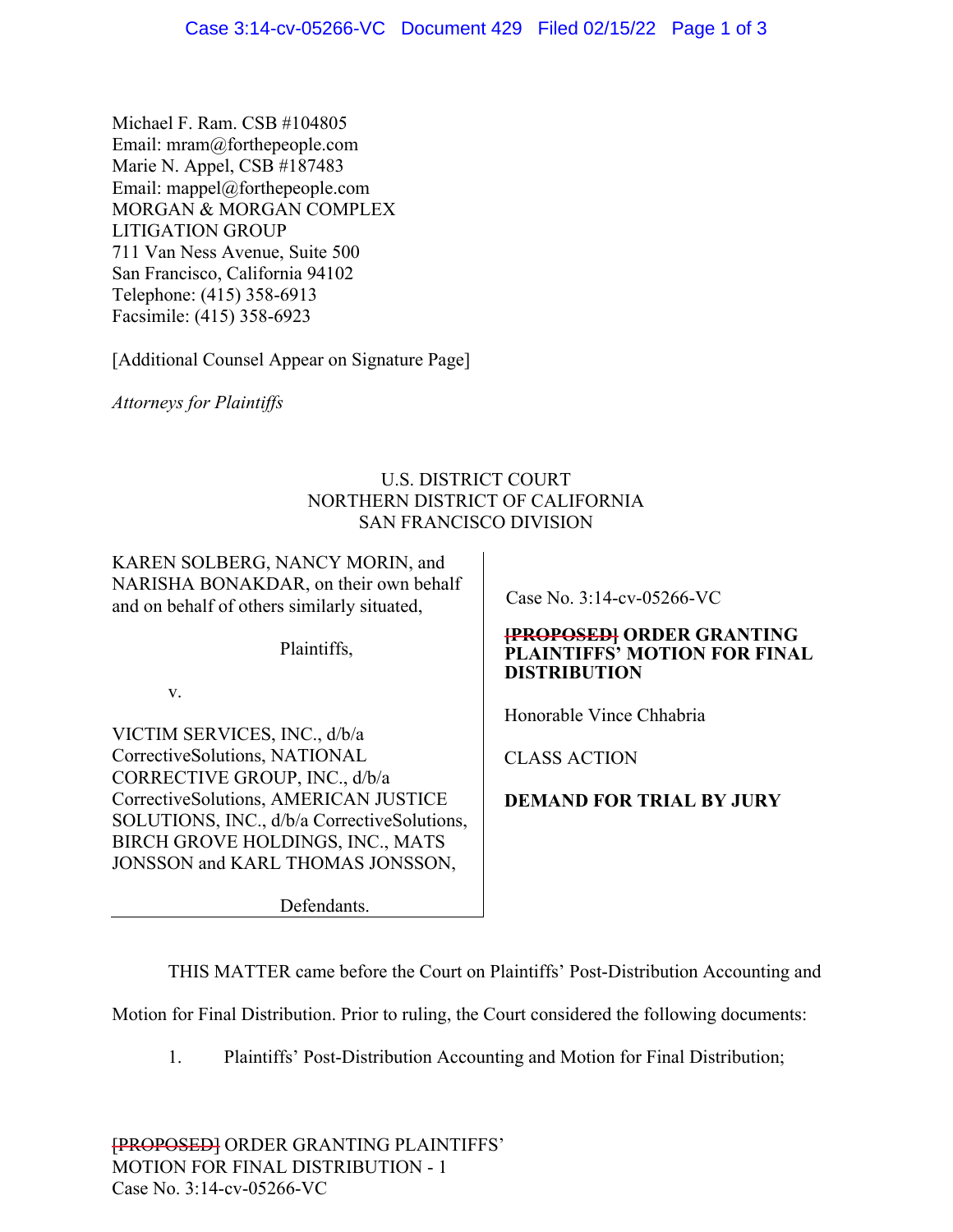Michael F. Ram. CSB #104805
Email: mram@forthepeople.com
Marie N. Appel, CSB #187483
Email: mappel@forthepeople.com
MORGAN & MORGAN COMPLEX
LITIGATION GROUP
711 Van Ness Avenue, Suite 500
San Francisco, California 94102
Telephone: (415) 358-6913
Facsimile: (415) 358-6923

[Additional Counsel Appear on Signature Page]

*Attorneys for Plaintiffs*

U.S. DISTRICT COURT
NORTHERN DISTRICT OF CALIFORNIA
SAN FRANCISCO DIVISION

KAREN SOLBERG, NANCY MORIN, and NARISHA BONAKDAR, on their own behalf and on behalf of others similarly situated,

Plaintiffs,

v.

VICTIM SERVICES, INC., d/b/a CorrectiveSolutions, NATIONAL CORRECTIVE GROUP, INC., d/b/a CorrectiveSolutions, AMERICAN JUSTICE SOLUTIONS, INC., d/b/a CorrectiveSolutions, BIRCH GROVE HOLDINGS, INC., MATS JONSSON and KARL THOMAS JONSSON,

Defendants.

Case No. 3:14-cv-05266-VC

**~~[PROPOSED]~~ ORDER GRANTING PLAINTIFFS' MOTION FOR FINAL DISTRIBUTION**

Honorable Vince Chhabria

CLASS ACTION

**DEMAND FOR TRIAL BY JURY**

THIS MATTER came before the Court on Plaintiffs' Post-Distribution Accounting and Motion for Final Distribution. Prior to ruling, the Court considered the following documents:

1. Plaintiffs' Post-Distribution Accounting and Motion for Final Distribution;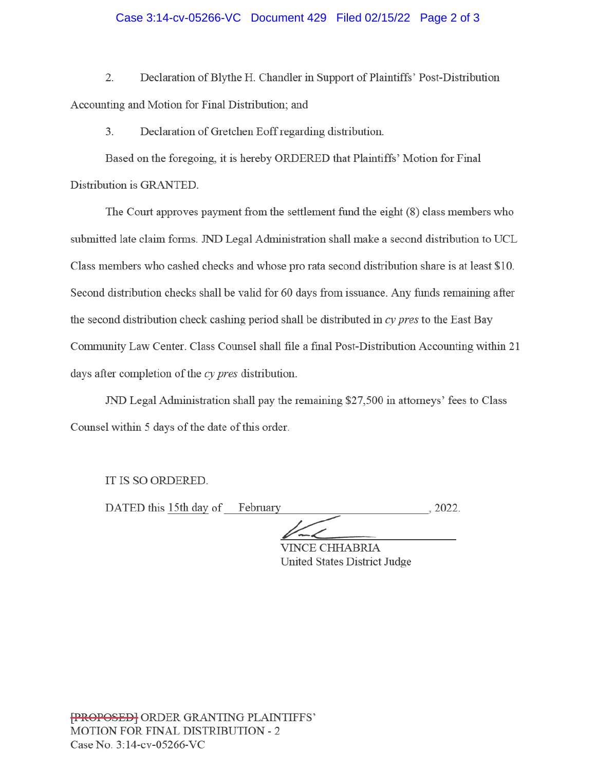2. Declaration of Blythe H. Chandler in Support of Plaintiffs' Post-Distribution Accounting and Motion for Final Distribution; and

3. Declaration of Gretchen Eoff regarding distribution.

Based on the foregoing, it is hereby ORDERED that Plaintiffs' Motion for Final Distribution is GRANTED.

The Court approves payment from the settlement fund the eight (8) class members who submitted late claim forms. JND Legal Administration shall make a second distribution to UCL Class members who cashed checks and whose pro rata second distribution share is at least $10. Second distribution checks shall be valid for 60 days from issuance. Any funds remaining after the second distribution check cashing period shall be distributed in *cy pres* to the East Bay Community Law Center. Class Counsel shall file a final Post-Distribution Accounting within 21 days after completion of the *cy pres* distribution.

JND Legal Administration shall pay the remaining $27,500 in attorneys' fees to Class Counsel within 5 days of the date of this order.

IT IS SO ORDERED.

DATED this 15th day of February, 2022.

VINCE CHHABRIA
United States District Judge

~~[PROPOSED]~~ ORDER GRANTING PLAINTIFFS' MOTION FOR FINAL DISTRIBUTION - 2
Case No. 3:14-cv-05266-VC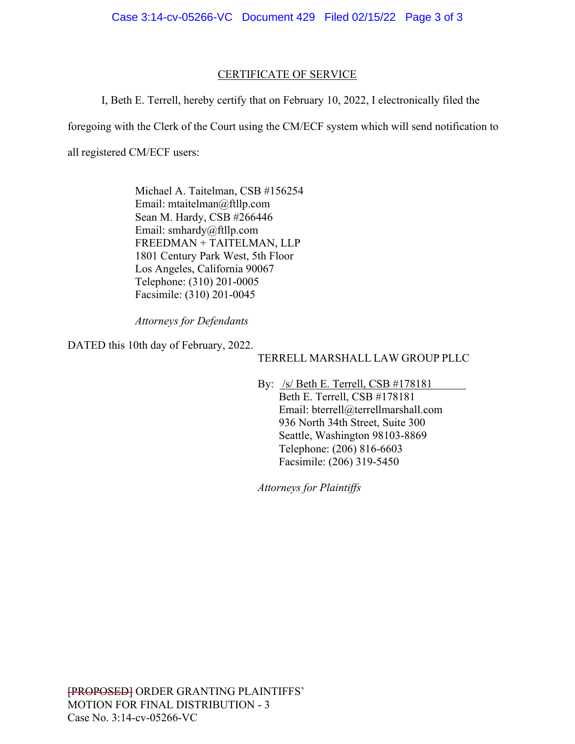CERTIFICATE OF SERVICE

I, Beth E. Terrell, hereby certify that on February 10, 2022, I electronically filed the foregoing with the Clerk of the Court using the CM/ECF system which will send notification to all registered CM/ECF users:

Michael A. Taitelman, CSB #156254
Email: mtaitelman@ftllp.com
Sean M. Hardy, CSB #266446
Email: smhardy@ftllp.com
FREEDMAN + TAITELMAN, LLP
1801 Century Park West, 5th Floor
Los Angeles, California 90067
Telephone: (310) 201-0005
Facsimile: (310) 201-0045

*Attorneys for Defendants*

DATED this 10th day of February, 2022.

TERRELL MARSHALL LAW GROUP PLLC

By: /s/ Beth E. Terrell, CSB #178181
Beth E. Terrell, CSB #178181
Email: bterrell@terrellmarshall.com
936 North 34th Street, Suite 300
Seattle, Washington 98103-8869
Telephone: (206) 816-6603
Facsimile: (206) 319-5450

*Attorneys for Plaintiffs*

~~[PROPOSED]~~ ORDER GRANTING PLAINTIFFS' MOTION FOR FINAL DISTRIBUTION - 3
Case No. 3:14-cv-05266-VC